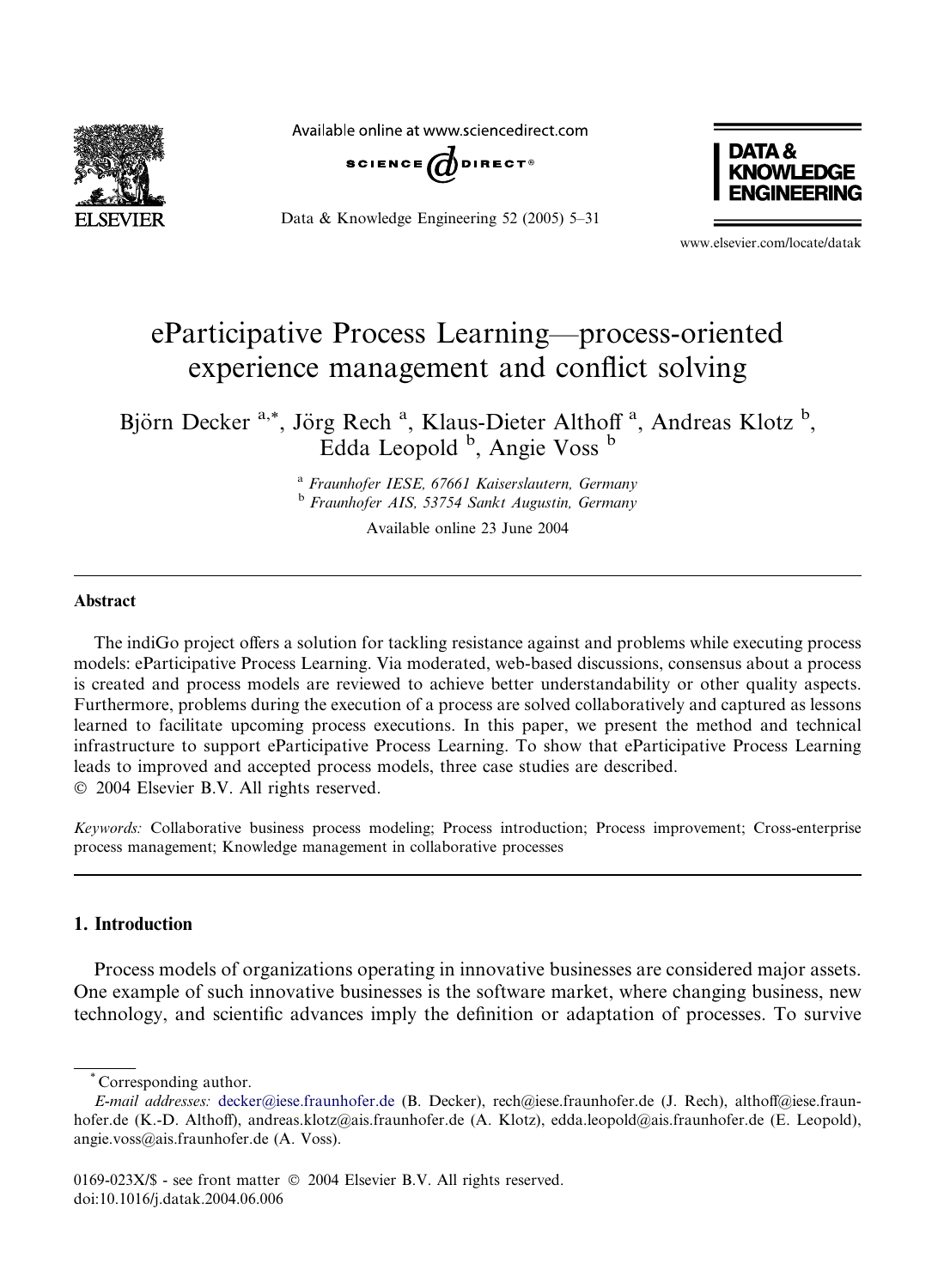# eParticipative Process Learning—process-oriented experience management and conflict solving

Björn Decker [a,*], Jörg Rech [a], Klaus-Dieter Althoff [a], Andreas Klotz [b], Edda Leopold [b], Angie Voss [b]

[a] *Fraunhofer IESE, 67661 Kaiserslautern, Germany*
[b] *Fraunhofer AIS, 53754 Sankt Augustin, Germany*

Available online 23 June 2004

## Abstract

The indiGo project offers a solution for tackling resistance against and problems while executing process models: eParticipative Process Learning. Via moderated, web-based discussions, consensus about a process is created and process models are reviewed to achieve better understandability or other quality aspects. Furthermore, problems during the execution of a process are solved collaboratively and captured as lessons learned to facilitate upcoming process executions. In this paper, we present the method and technical infrastructure to support eParticipative Process Learning. To show that eParticipative Process Learning leads to improved and accepted process models, three case studies are described.
© 2004 Elsevier B.V. All rights reserved.

*Keywords:* Collaborative business process modeling; Process introduction; Process improvement; Cross-enterprise process management; Knowledge management in collaborative processes

## 1. Introduction

Process models of organizations operating in innovative businesses are considered major assets. One example of such innovative businesses is the software market, where changing business, new technology, and scientific advances imply the definition or adaptation of processes. To survive

---

* Corresponding author.
*E-mail addresses:* decker@iese.fraunhofer.de (B. Decker), rech@iese.fraunhofer.de (J. Rech), althoff@iese.fraunhofer.de (K.-D. Althoff), andreas.klotz@ais.fraunhofer.de (A. Klotz), edda.leopold@ais.fraunhofer.de (E. Leopold), angie.voss@ais.fraunhofer.de (A. Voss).

0169-023X/$ - see front matter © 2004 Elsevier B.V. All rights reserved.
doi:10.1016/j.datak.2004.06.006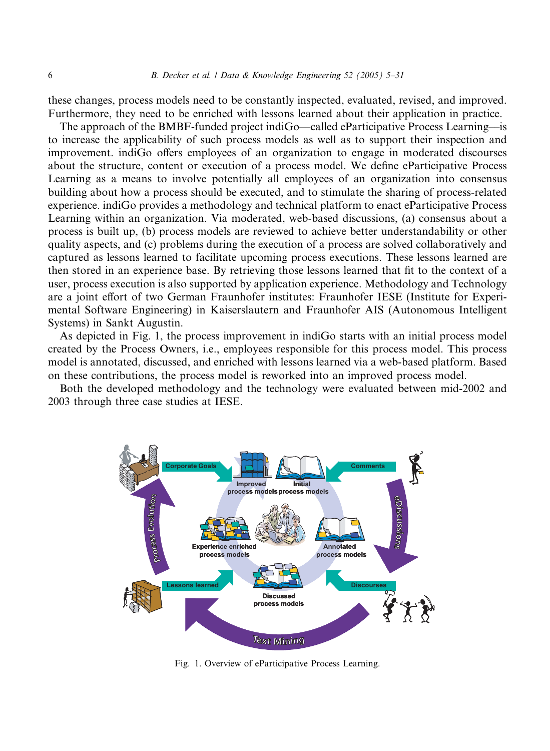these changes, process models need to be constantly inspected, evaluated, revised, and improved. Furthermore, they need to be enriched with lessons learned about their application in practice.

The approach of the BMBF-funded project indiGo—called eParticipative Process Learning—is to increase the applicability of such process models as well as to support their inspection and improvement. indiGo offers employees of an organization to engage in moderated discourses about the structure, content or execution of a process model. We define eParticipative Process Learning as a means to involve potentially all employees of an organization into consensus building about how a process should be executed, and to stimulate the sharing of process-related experience. indiGo provides a methodology and technical platform to enact eParticipative Process Learning within an organization. Via moderated, web-based discussions, (a) consensus about a process is built up, (b) process models are reviewed to achieve better understandability or other quality aspects, and (c) problems during the execution of a process are solved collaboratively and captured as lessons learned to facilitate upcoming process executions. These lessons learned are then stored in an experience base. By retrieving those lessons learned that fit to the context of a user, process execution is also supported by application experience. Methodology and Technology are a joint effort of two German Fraunhofer institutes: Fraunhofer IESE (Institute for Experimental Software Engineering) in Kaiserslautern and Fraunhofer AIS (Autonomous Intelligent Systems) in Sankt Augustin.

As depicted in Fig. 1, the process improvement in indiGo starts with an initial process model created by the Process Owners, i.e., employees responsible for this process model. This process model is annotated, discussed, and enriched with lessons learned via a web-based platform. Based on these contributions, the process model is reworked into an improved process model.

Both the developed methodology and the technology were evaluated between mid-2002 and 2003 through three case studies at IESE.

Fig. 1. Overview of eParticipative Process Learning.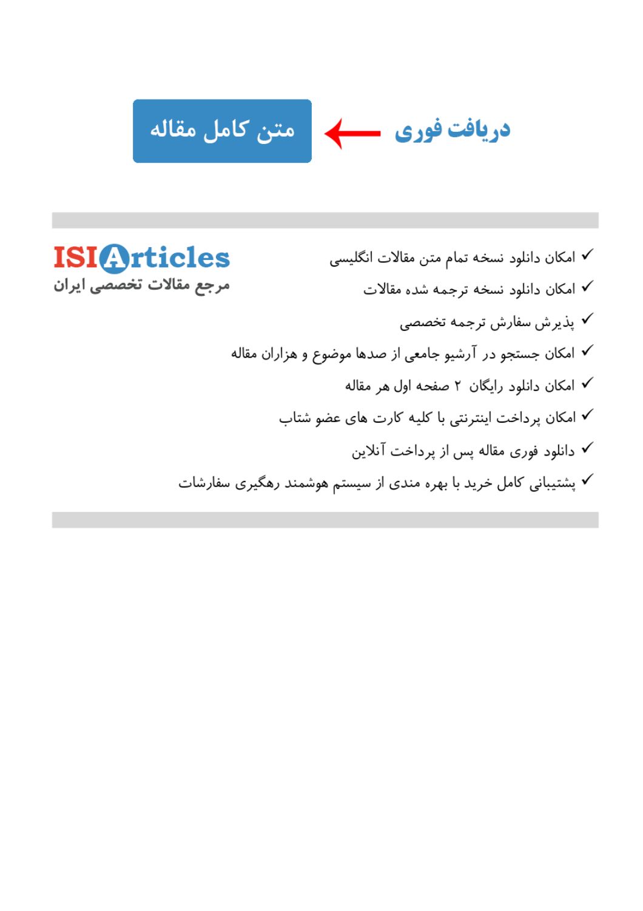دریافت فوری ← **متن کامل مقاله**

**ISIArticles**
مرجع مقالات تخصصی ایران

- ✓ امکان دانلود نسخه تمام متن مقالات انگلیسی
- ✓ امکان دانلود نسخه ترجمه شده مقالات
- ✓ پذیرش سفارش ترجمه تخصصی
- ✓ امکان جستجو در آرشیو جامعی از صدها موضوع و هزاران مقاله
- ✓ امکان دانلود رایگان ۲ صفحه اول هر مقاله
- ✓ امکان پرداخت اینترنتی با کلیه کارت های عضو شتاب
- ✓ دانلود فوری مقاله پس از پرداخت آنلاین
- ✓ پشتیبانی کامل خرید با بهره مندی از سیستم هوشمند رهگیری سفارشات